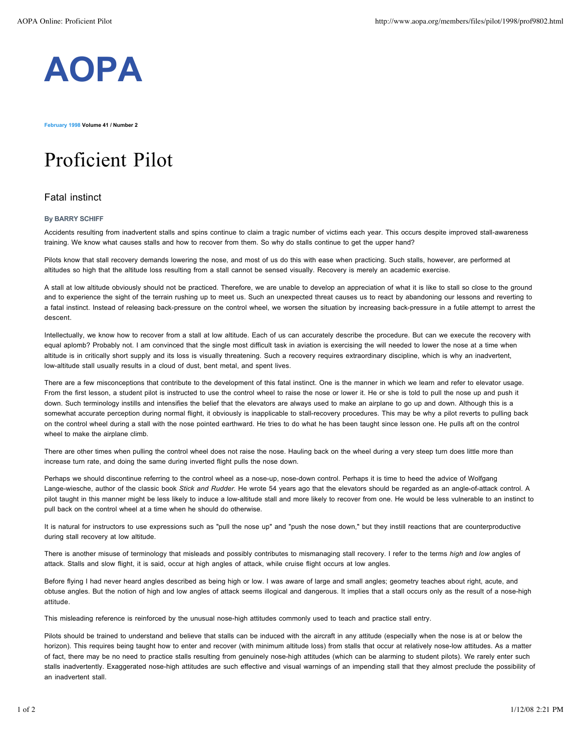# AOPA

**February 1998** **Volume 41 / Number 2**

# Proficient Pilot

## Fatal instinct

**By BARRY SCHIFF**

Accidents resulting from inadvertent stalls and spins continue to claim a tragic number of victims each year. This occurs despite improved stall-awareness training. We know what causes stalls and how to recover from them. So why do stalls continue to get the upper hand?

Pilots know that stall recovery demands lowering the nose, and most of us do this with ease when practicing. Such stalls, however, are performed at altitudes so high that the altitude loss resulting from a stall cannot be sensed visually. Recovery is merely an academic exercise.

A stall at low altitude obviously should not be practiced. Therefore, we are unable to develop an appreciation of what it is like to stall so close to the ground and to experience the sight of the terrain rushing up to meet us. Such an unexpected threat causes us to react by abandoning our lessons and reverting to a fatal instinct. Instead of releasing back-pressure on the control wheel, we worsen the situation by increasing back-pressure in a futile attempt to arrest the descent.

Intellectually, we know how to recover from a stall at low altitude. Each of us can accurately describe the procedure. But can we execute the recovery with equal aplomb? Probably not. I am convinced that the single most difficult task in aviation is exercising the will needed to lower the nose at a time when altitude is in critically short supply and its loss is visually threatening. Such a recovery requires extraordinary discipline, which is why an inadvertent, low-altitude stall usually results in a cloud of dust, bent metal, and spent lives.

There are a few misconceptions that contribute to the development of this fatal instinct. One is the manner in which we learn and refer to elevator usage. From the first lesson, a student pilot is instructed to use the control wheel to raise the nose or lower it. He or she is told to pull the nose up and push it down. Such terminology instills and intensifies the belief that the elevators are always used to make an airplane to go up and down. Although this is a somewhat accurate perception during normal flight, it obviously is inapplicable to stall-recovery procedures. This may be why a pilot reverts to pulling back on the control wheel during a stall with the nose pointed earthward. He tries to do what he has been taught since lesson one. He pulls aft on the control wheel to make the airplane climb.

There are other times when pulling the control wheel does not raise the nose. Hauling back on the wheel during a very steep turn does little more than increase turn rate, and doing the same during inverted flight pulls the nose down.

Perhaps we should discontinue referring to the control wheel as a nose-up, nose-down control. Perhaps it is time to heed the advice of Wolfgang Lange-wiesche, author of the classic book *Stick and Rudder.* He wrote 54 years ago that the elevators should be regarded as an angle-of-attack control. A pilot taught in this manner might be less likely to induce a low-altitude stall and more likely to recover from one. He would be less vulnerable to an instinct to pull back on the control wheel at a time when he should do otherwise.

It is natural for instructors to use expressions such as "pull the nose up" and "push the nose down," but they instill reactions that are counterproductive during stall recovery at low altitude.

There is another misuse of terminology that misleads and possibly contributes to mismanaging stall recovery. I refer to the terms *high* and *low* angles of attack. Stalls and slow flight, it is said, occur at high angles of attack, while cruise flight occurs at low angles.

Before flying I had never heard angles described as being high or low. I was aware of large and small angles; geometry teaches about right, acute, and obtuse angles. But the notion of high and low angles of attack seems illogical and dangerous. It implies that a stall occurs only as the result of a nose-high attitude.

This misleading reference is reinforced by the unusual nose-high attitudes commonly used to teach and practice stall entry.

Pilots should be trained to understand and believe that stalls can be induced with the aircraft in any attitude (especially when the nose is at or below the horizon). This requires being taught how to enter and recover (with minimum altitude loss) from stalls that occur at relatively nose-low attitudes. As a matter of fact, there may be no need to practice stalls resulting from genuinely nose-high attitudes (which can be alarming to student pilots). We rarely enter such stalls inadvertently. Exaggerated nose-high attitudes are such effective and visual warnings of an impending stall that they almost preclude the possibility of an inadvertent stall.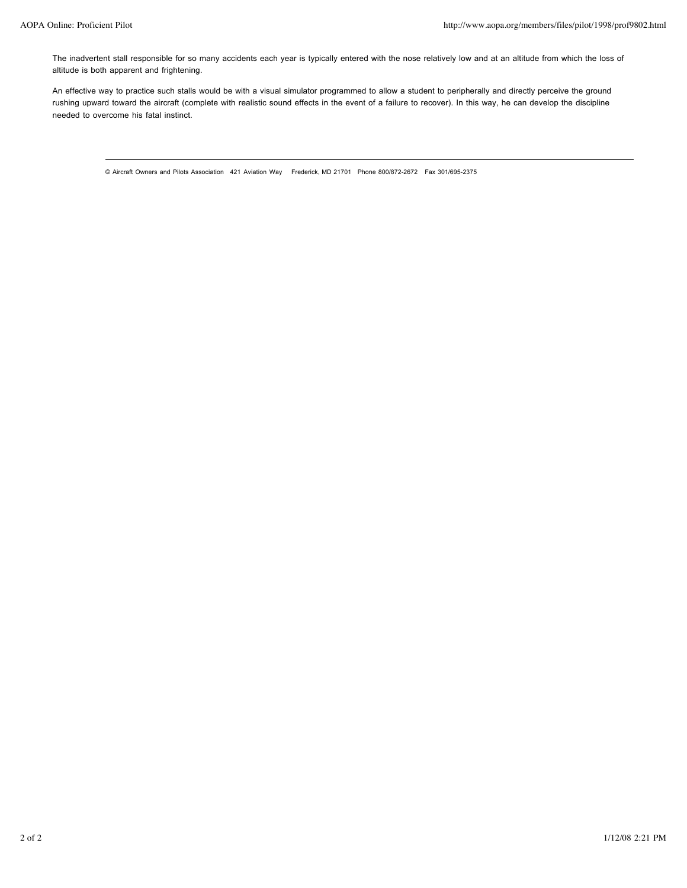The inadvertent stall responsible for so many accidents each year is typically entered with the nose relatively low and at an altitude from which the loss of altitude is both apparent and frightening.

An effective way to practice such stalls would be with a visual simulator programmed to allow a student to peripherally and directly perceive the ground rushing upward toward the aircraft (complete with realistic sound effects in the event of a failure to recover). In this way, he can develop the discipline needed to overcome his fatal instinct.

---

© Aircraft Owners and Pilots Association 421 Aviation Way Frederick, MD 21701 Phone 800/872-2672 Fax 301/695-2375